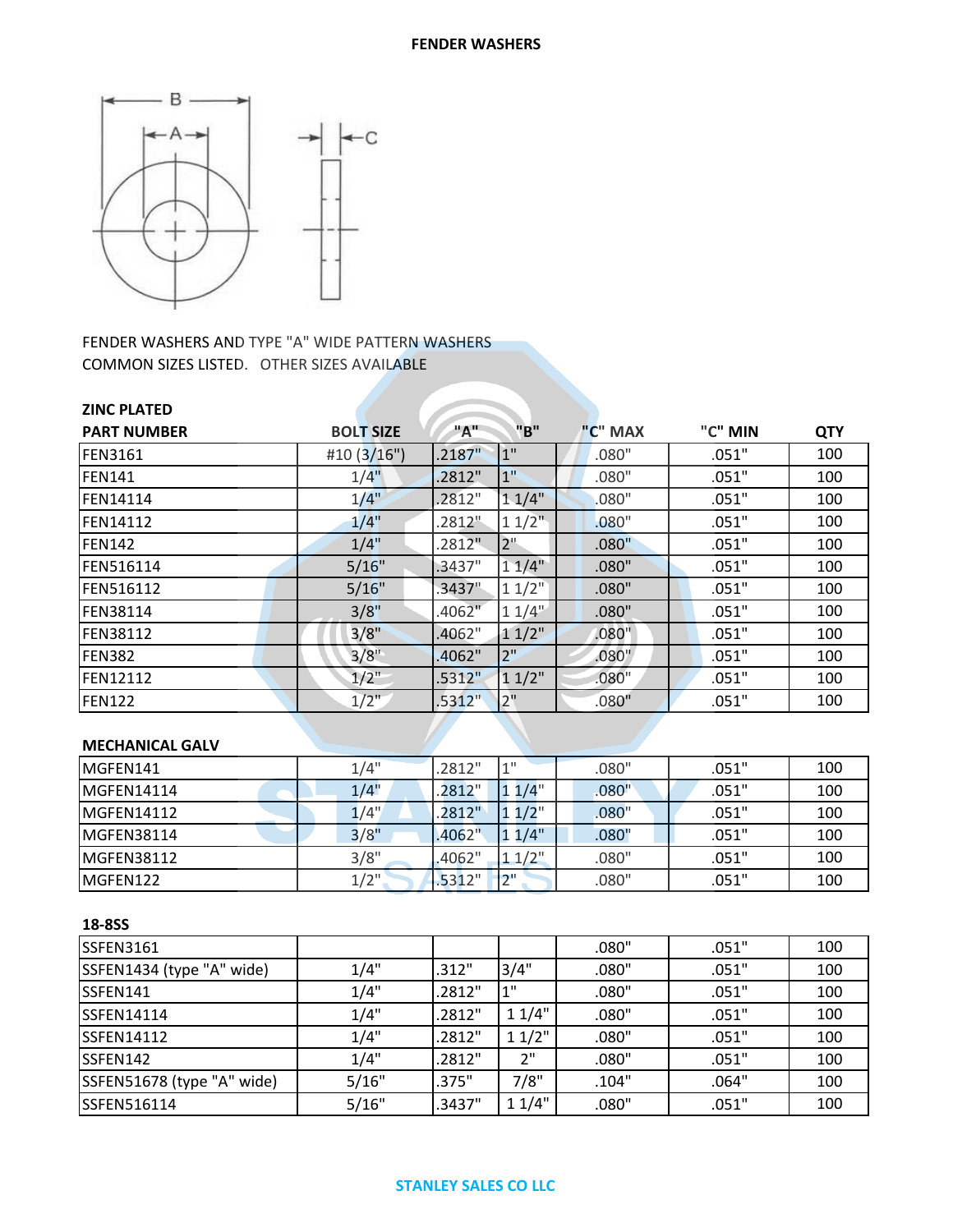# FENDER WASHERS

FENDER WASHERS AND TYPE "A" WIDE PATTERN WASHERS
COMMON SIZES LISTED. OTHER SIZES AVAILABLE

### ZINC PLATED

| PART NUMBER | BOLT SIZE | "A" | "B" | "C" MAX | "C" MIN | QTY |
|---|---|---|---|---|---|---|
| FEN3161 | #10 (3/16") | .2187" | 1" | .080" | .051" | 100 |
| FEN141 | 1/4" | .2812" | 1" | .080" | .051" | 100 |
| FEN14114 | 1/4" | .2812" | 1 1/4" | .080" | .051" | 100 |
| FEN14112 | 1/4" | .2812" | 1 1/2" | .080" | .051" | 100 |
| FEN142 | 1/4" | .2812" | 2" | .080" | .051" | 100 |
| FEN516114 | 5/16" | .3437" | 1 1/4" | .080" | .051" | 100 |
| FEN516112 | 5/16" | .3437" | 1 1/2" | .080" | .051" | 100 |
| FEN38114 | 3/8" | .4062" | 1 1/4" | .080" | .051" | 100 |
| FEN38112 | 3/8" | .4062" | 1 1/2" | .080" | .051" | 100 |
| FEN382 | 3/8" | .4062" | 2" | .080" | .051" | 100 |
| FEN12112 | 1/2" | .5312" | 1 1/2" | .080" | .051" | 100 |
| FEN122 | 1/2" | .5312" | 2" | .080" | .051" | 100 |

### MECHANICAL GALV

| PART NUMBER | BOLT SIZE | "A" | "B" | "C" MAX | "C" MIN | QTY |
|---|---|---|---|---|---|---|
| MGFEN141 | 1/4" | .2812" | 1" | .080" | .051" | 100 |
| MGFEN14114 | 1/4" | .2812" | 1 1/4" | .080" | .051" | 100 |
| MGFEN14112 | 1/4" | .2812" | 1 1/2" | .080" | .051" | 100 |
| MGFEN38114 | 3/8" | .4062" | 1 1/4" | .080" | .051" | 100 |
| MGFEN38112 | 3/8" | .4062" | 1 1/2" | .080" | .051" | 100 |
| MGFEN122 | 1/2" | .5312" | 2" | .080" | .051" | 100 |

### 18-8SS

| PART NUMBER | BOLT SIZE | "A" | "B" | "C" MAX | "C" MIN | QTY |
|---|---|---|---|---|---|---|
| SSFEN3161 | | | | .080" | .051" | 100 |
| SSFEN1434 (type "A" wide) | 1/4" | .312" | 3/4" | .080" | .051" | 100 |
| SSFEN141 | 1/4" | .2812" | 1" | .080" | .051" | 100 |
| SSFEN14114 | 1/4" | .2812" | 1 1/4" | .080" | .051" | 100 |
| SSFEN14112 | 1/4" | .2812" | 1 1/2" | .080" | .051" | 100 |
| SSFEN142 | 1/4" | .2812" | 2" | .080" | .051" | 100 |
| SSFEN51678 (type "A" wide) | 5/16" | .375" | 7/8" | .104" | .064" | 100 |
| SSFEN516114 | 5/16" | .3437" | 1 1/4" | .080" | .051" | 100 |

STANLEY SALES CO LLC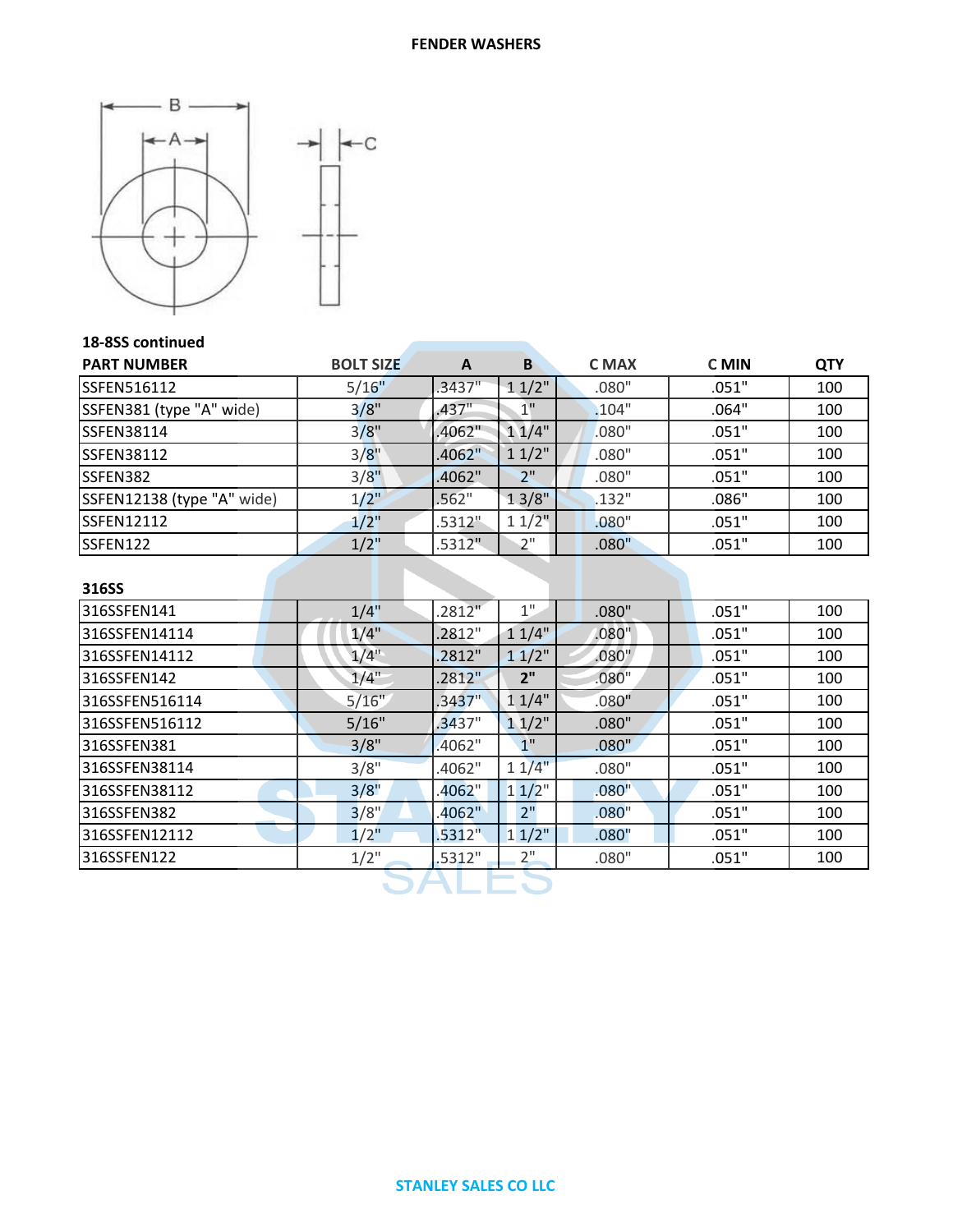# FENDER WASHERS

**18-8SS continued**

| PART NUMBER | BOLT SIZE | A | B | C MAX | C MIN | QTY |
|---|---|---|---|---|---|---|
| SSFEN516112 | 5/16" | .3437" | 1 1/2" | .080" | .051" | 100 |
| SSFEN381 (type "A" wide) | 3/8" | .437" | 1" | .104" | .064" | 100 |
| SSFEN38114 | 3/8" | .4062" | 1 1/4" | .080" | .051" | 100 |
| SSFEN38112 | 3/8" | .4062" | 1 1/2" | .080" | .051" | 100 |
| SSFEN382 | 3/8" | .4062" | 2" | .080" | .051" | 100 |
| SSFEN12138 (type "A" wide) | 1/2" | .562" | 1 3/8" | .132" | .086" | 100 |
| SSFEN12112 | 1/2" | .5312" | 1 1/2" | .080" | .051" | 100 |
| SSFEN122 | 1/2" | .5312" | 2" | .080" | .051" | 100 |

**316SS**

| | | | | | | |
|---|---|---|---|---|---|---|
| 316SSFEN141 | 1/4" | .2812" | 1" | .080" | .051" | 100 |
| 316SSFEN14114 | 1/4" | .2812" | 1 1/4" | .080" | .051" | 100 |
| 316SSFEN14112 | 1/4" | .2812" | 1 1/2" | .080" | .051" | 100 |
| 316SSFEN142 | 1/4" | .2812" | **2"** | .080" | .051" | 100 |
| 316SSFEN516114 | 5/16" | .3437" | 1 1/4" | .080" | .051" | 100 |
| 316SSFEN516112 | 5/16" | .3437" | 1 1/2" | .080" | .051" | 100 |
| 316SSFEN381 | 3/8" | .4062" | 1" | .080" | .051" | 100 |
| 316SSFEN38114 | 3/8" | .4062" | 1 1/4" | .080" | .051" | 100 |
| 316SSFEN38112 | 3/8" | .4062" | 1 1/2" | .080" | .051" | 100 |
| 316SSFEN382 | 3/8" | .4062" | 2" | .080" | .051" | 100 |
| 316SSFEN12112 | 1/2" | .5312" | 1 1/2" | .080" | .051" | 100 |
| 316SSFEN122 | 1/2" | .5312" | 2" | .080" | .051" | 100 |